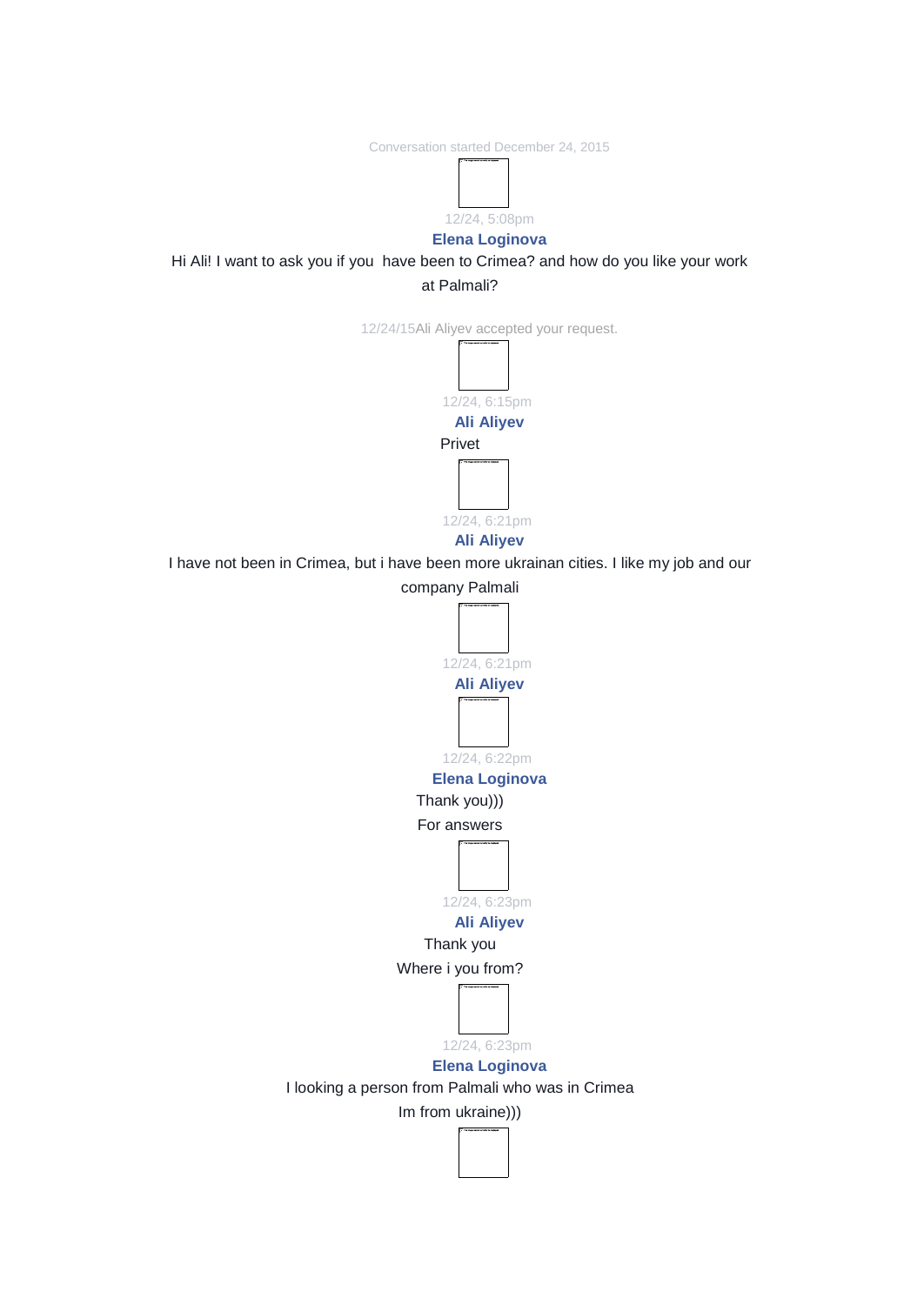Conversation started December 24, 2015

12/24, 5:08pm

**Elena Loginova**

Hi Ali! I want to ask you if you  have been to Crimea? and how do you like your work at Palmali?

12/24/15Ali Aliyev accepted your request.

12/24, 6:15pm

**Ali Aliyev**

Privet

12/24, 6:21pm

**Ali Aliyev**

I have not been in Crimea, but i have been more ukrainan cities. I like my job and our company Palmali

12/24, 6:21pm

**Ali Aliyev**

12/24, 6:22pm

**Elena Loginova**

Thank you)))

For answers

12/24, 6:23pm

**Ali Aliyev**

Thank you

Where i you from?

12/24, 6:23pm

**Elena Loginova**

I looking a person from Palmali who was in Crimea

Im from ukraine)))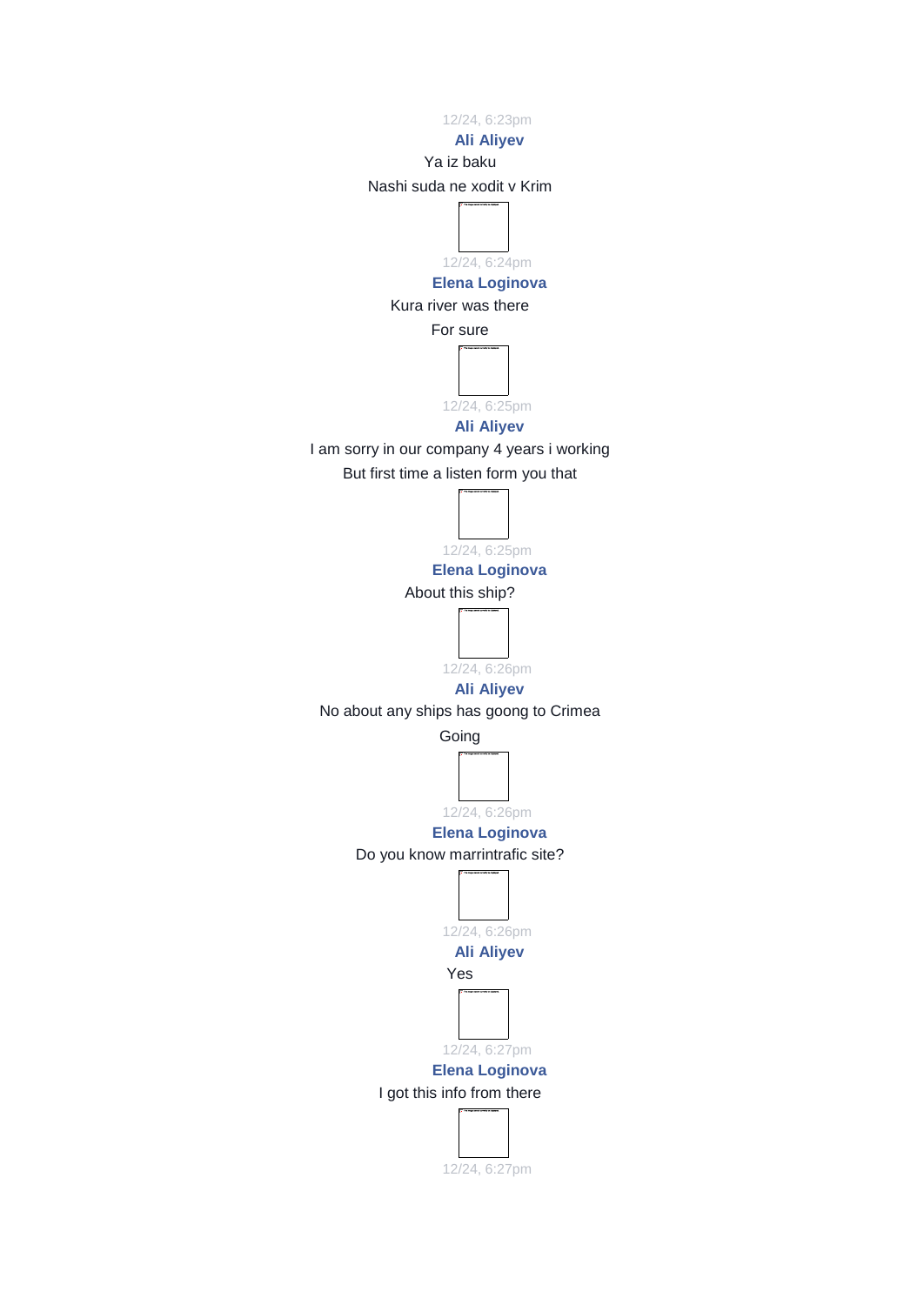12/24, 6:23pm

**Ali Aliyev**

Ya iz baku

Nashi suda ne xodit v Krim

12/24, 6:24pm

**Elena Loginova**

Kura river was there

For sure

12/24, 6:25pm

**Ali Aliyev**

I am sorry in our company 4 years i working

But first time a listen form you that

12/24, 6:25pm

**Elena Loginova**

About this ship?

12/24, 6:26pm

**Ali Aliyev**

No about any ships has goong to Crimea

Going

12/24, 6:26pm

**Elena Loginova**

Do you know marrintrafic site?

12/24, 6:26pm

**Ali Aliyev**

Yes

12/24, 6:27pm

**Elena Loginova**

I got this info from there

12/24, 6:27pm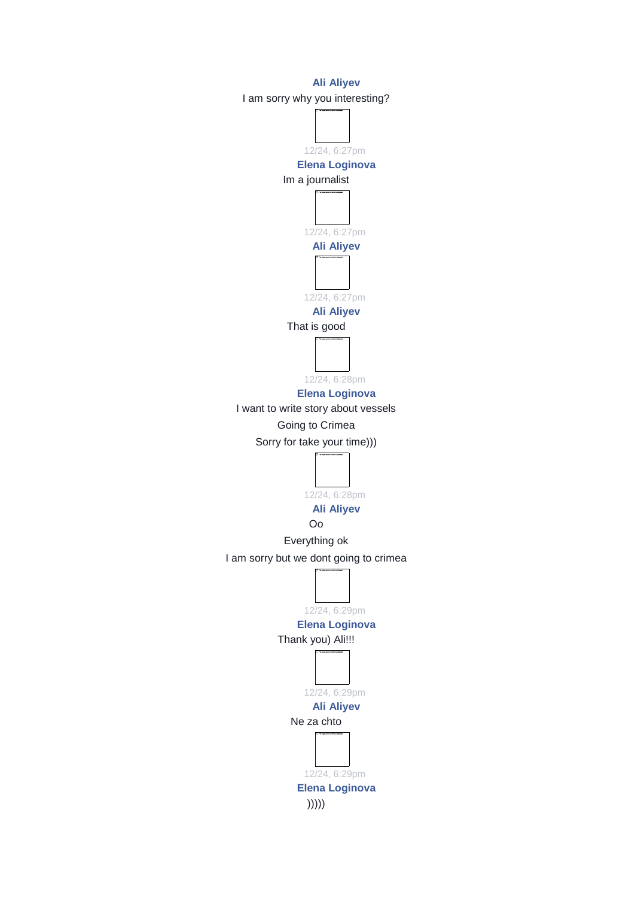**Ali Aliyev**

I am sorry why you interesting?

12/24, 6:27pm

**Elena Loginova**

Im a journalist

12/24, 6:27pm

**Ali Aliyev**

12/24, 6:27pm

**Ali Aliyev**

That is good

12/24, 6:28pm

**Elena Loginova**

I want to write story about vessels

Going to Crimea

Sorry for take your time)))

12/24, 6:28pm

**Ali Aliyev**

Oo

Everything ok

I am sorry but we dont going to crimea

12/24, 6:29pm

**Elena Loginova**

Thank you) Ali!!!

12/24, 6:29pm

**Ali Aliyev**

Ne za chto

12/24, 6:29pm

**Elena Loginova**

)))))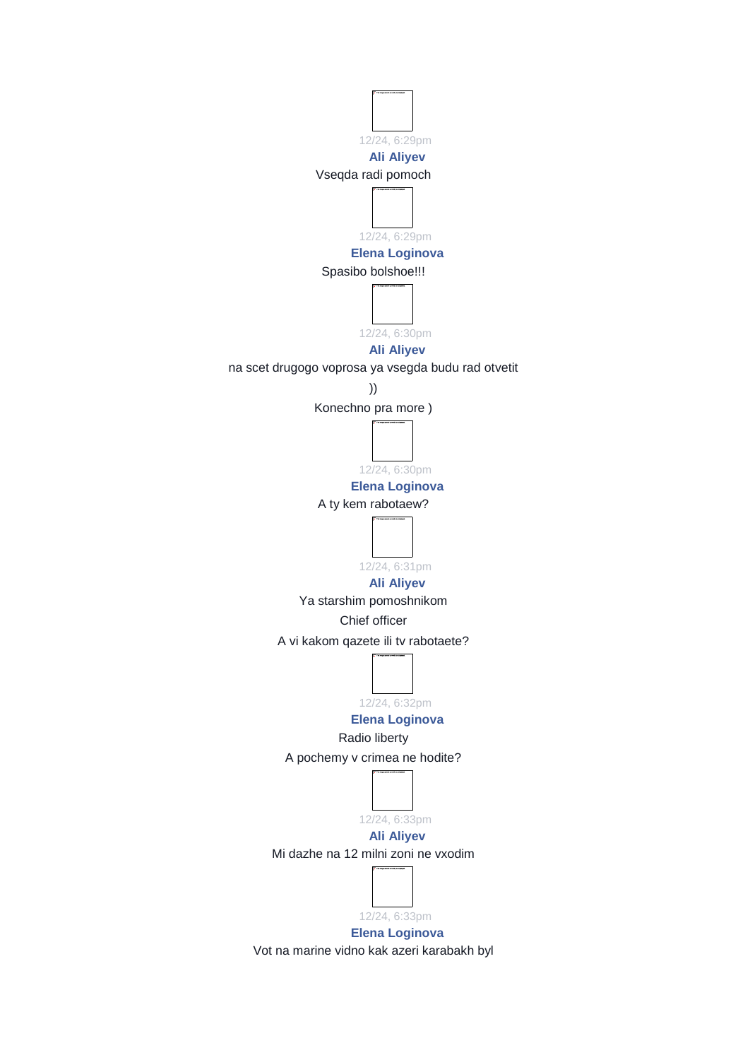12/24, 6:29pm

**Ali Aliyev**

Vseqda radi pomoch

12/24, 6:29pm

**Elena Loginova**

Spasibo bolshoe!!!

12/24, 6:30pm

**Ali Aliyev**

na scet drugogo voprosa ya vsegda budu rad otvetit

))

Konechno pra more )

12/24, 6:30pm

**Elena Loginova**

A ty kem rabotaew?

12/24, 6:31pm

**Ali Aliyev**

Ya starshim pomoshnikom

Chief officer

A vi kakom qazete ili tv rabotaete?

12/24, 6:32pm

**Elena Loginova**

Radio liberty

A pochemy v crimea ne hodite?

12/24, 6:33pm

**Ali Aliyev**

Mi dazhe na 12 milni zoni ne vxodim

12/24, 6:33pm

**Elena Loginova**

Vot na marine vidno kak azeri karabakh byl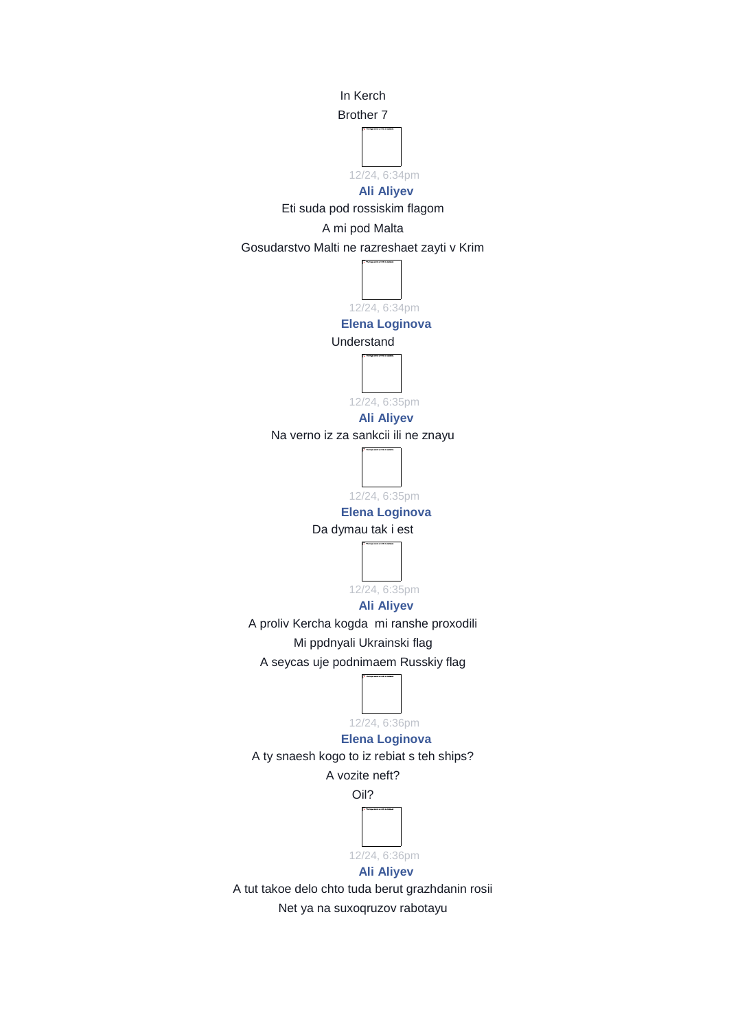In Kerch

Brother 7

12/24, 6:34pm

**Ali Aliyev**

Eti suda pod rossiskim flagom

A mi pod Malta

Gosudarstvo Malti ne razreshaet zayti v Krim

12/24, 6:34pm

**Elena Loginova**

Understand

12/24, 6:35pm

**Ali Aliyev**

Na verno iz za sankcii ili ne znayu

12/24, 6:35pm

**Elena Loginova**

Da dymau tak i est

12/24, 6:35pm

**Ali Aliyev**

A proliv Kercha kogda  mi ranshe proxodili

Mi ppdnyali Ukrainski flag

A seycas uje podnimaem Russkiy flag

12/24, 6:36pm

**Elena Loginova**

A ty snaesh kogo to iz rebiat s teh ships?

A vozite neft?

Oil?

12/24, 6:36pm

**Ali Aliyev**

A tut takoe delo chto tuda berut grazhdanin rosii

Net ya na suxoqruzov rabotayu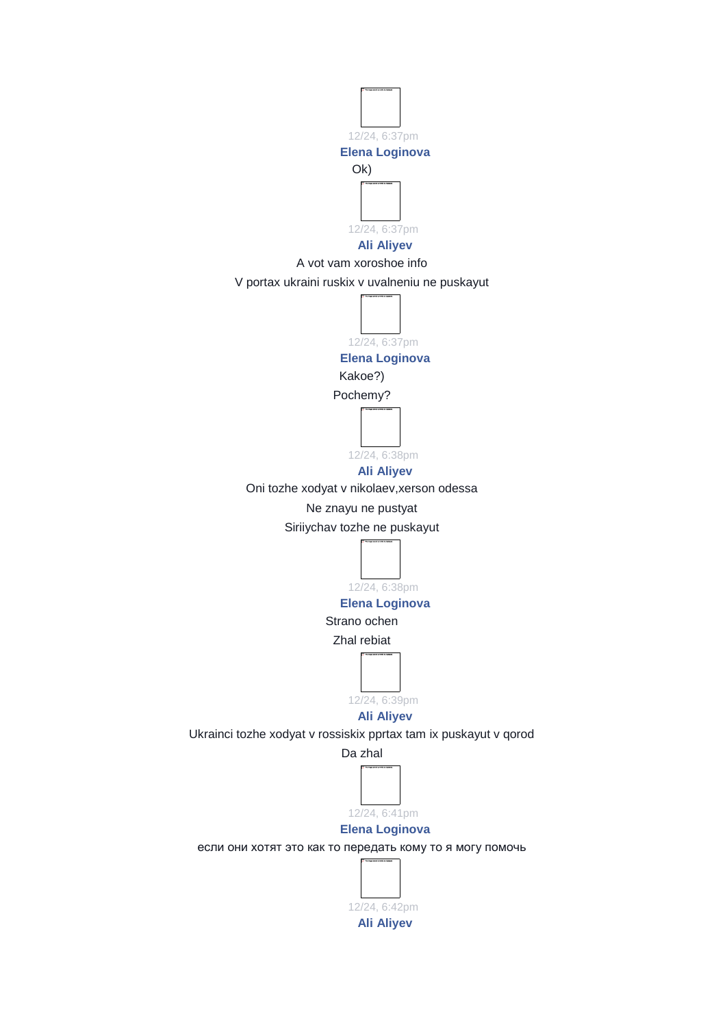12/24, 6:37pm

**Elena Loginova**

Ok)

12/24, 6:37pm

**Ali Aliyev**

A vot vam xoroshoe info

V portax ukraini ruskix v uvalneniu ne puskayut

12/24, 6:37pm

**Elena Loginova**

Kakoe?)

Pochemy?

12/24, 6:38pm

**Ali Aliyev**

Oni tozhe xodyat v nikolaev,xerson odessa

Ne znayu ne pustyat

Siriiychav tozhe ne puskayut

12/24, 6:38pm

**Elena Loginova**

Strano ochen

Zhal rebiat

12/24, 6:39pm

**Ali Aliyev**

Ukrainci tozhe xodyat v rossiskix pprtax tam ix puskayut v qorod

Da zhal

12/24, 6:41pm

**Elena Loginova**

если они хотят это как то передать кому то я могу помочь

12/24, 6:42pm

**Ali Aliyev**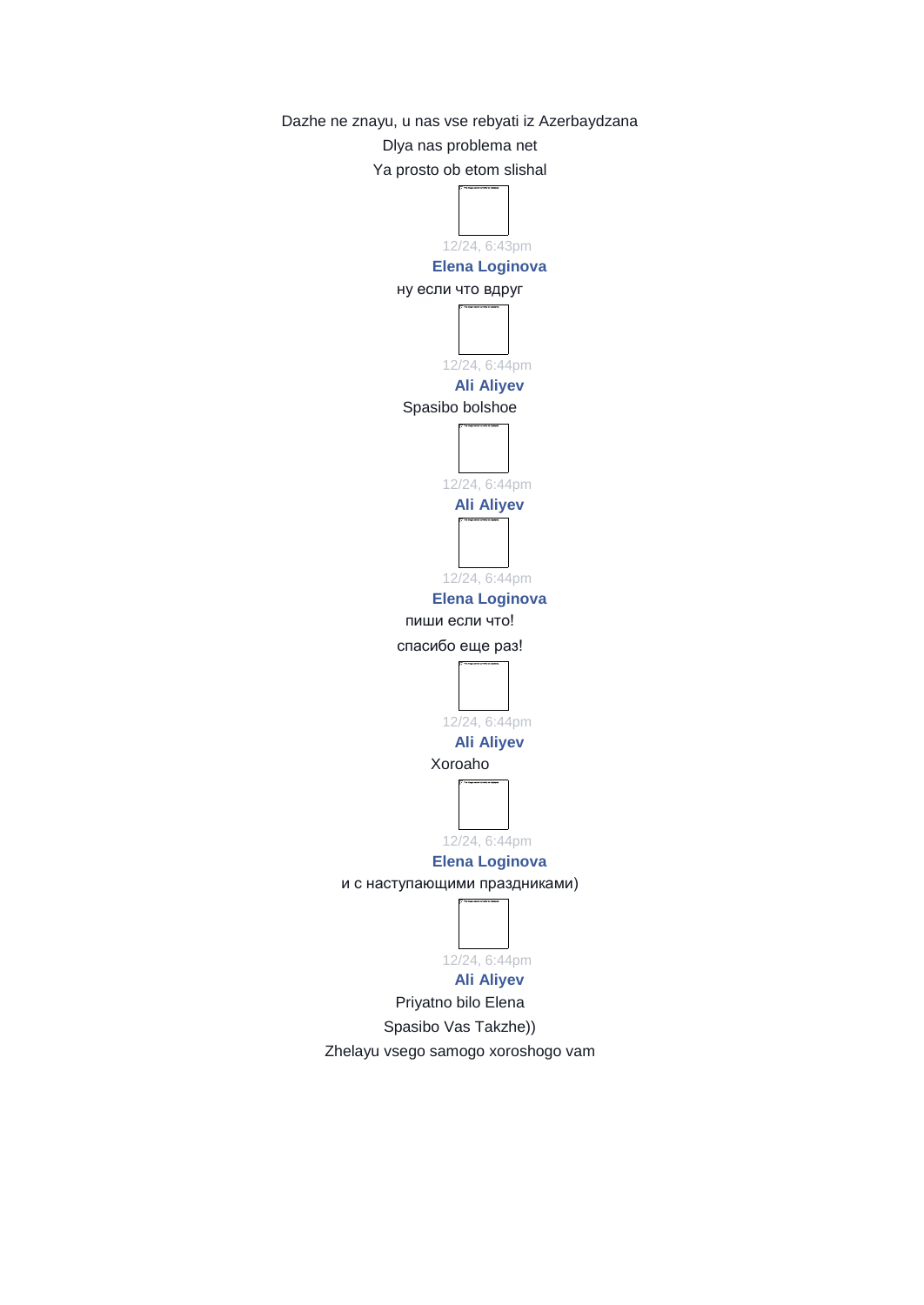Dazhe ne znayu, u nas vse rebyati iz Azerbaydzana

Dlya nas problema net

Ya prosto ob etom slishal

12/24, 6:43pm

**Elena Loginova**

ну если что вдруг

12/24, 6:44pm

**Ali Aliyev**

Spasibo bolshoe

12/24, 6:44pm

**Ali Aliyev**

12/24, 6:44pm

**Elena Loginova**

пиши если что!

спасибо еще раз!

12/24, 6:44pm

**Ali Aliyev**

Xoroaho

12/24, 6:44pm

**Elena Loginova**

и с наступающими праздниками)

12/24, 6:44pm

**Ali Aliyev**

Priyatno bilo Elena

Spasibo Vas Takzhe))

Zhelayu vsego samogo xoroshogo vam